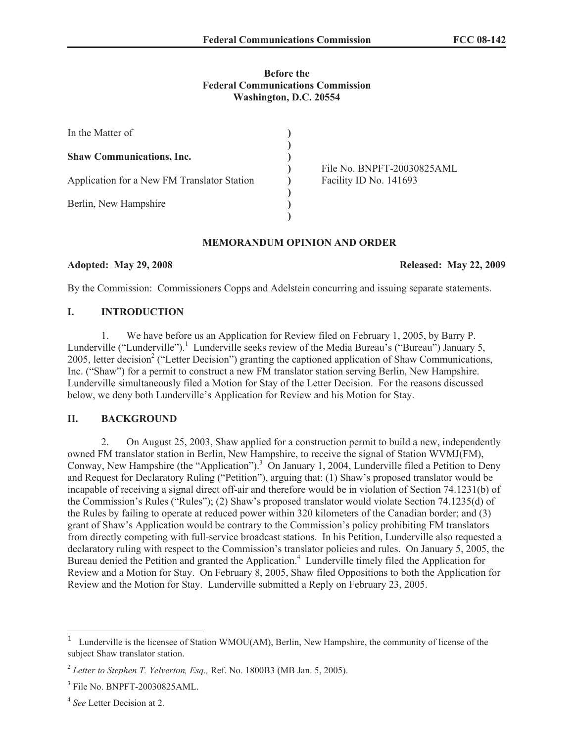**Before the**
**Federal Communications Commission**
**Washington, D.C. 20554**

| | | |
|---|---|---|
| In the Matter of | ) | |
| | ) | |
| **Shaw Communications, Inc.** | ) | |
| | ) | File No. BNPFT-20030825AML |
| Application for a New FM Translator Station | ) | Facility ID No. 141693 |
| | ) | |
| Berlin, New Hampshire | ) | |
| | ) | |

## MEMORANDUM OPINION AND ORDER

**Adopted: May 29, 2008** **Released: May 22, 2009**

By the Commission: Commissioners Copps and Adelstein concurring and issuing separate statements.

## I. INTRODUCTION

1. We have before us an Application for Review filed on February 1, 2005, by Barry P. Lunderville ("Lunderville").[1] Lunderville seeks review of the Media Bureau's ("Bureau") January 5, 2005, letter decision[2] ("Letter Decision") granting the captioned application of Shaw Communications, Inc. ("Shaw") for a permit to construct a new FM translator station serving Berlin, New Hampshire. Lunderville simultaneously filed a Motion for Stay of the Letter Decision. For the reasons discussed below, we deny both Lunderville's Application for Review and his Motion for Stay.

## II. BACKGROUND

2. On August 25, 2003, Shaw applied for a construction permit to build a new, independently owned FM translator station in Berlin, New Hampshire, to receive the signal of Station WVMJ(FM), Conway, New Hampshire (the "Application").[3] On January 1, 2004, Lunderville filed a Petition to Deny and Request for Declaratory Ruling ("Petition"), arguing that: (1) Shaw's proposed translator would be incapable of receiving a signal direct off-air and therefore would be in violation of Section 74.1231(b) of the Commission's Rules ("Rules"); (2) Shaw's proposed translator would violate Section 74.1235(d) of the Rules by failing to operate at reduced power within 320 kilometers of the Canadian border; and (3) grant of Shaw's Application would be contrary to the Commission's policy prohibiting FM translators from directly competing with full-service broadcast stations. In his Petition, Lunderville also requested a declaratory ruling with respect to the Commission's translator policies and rules. On January 5, 2005, the Bureau denied the Petition and granted the Application.[4] Lunderville timely filed the Application for Review and a Motion for Stay. On February 8, 2005, Shaw filed Oppositions to both the Application for Review and the Motion for Stay. Lunderville submitted a Reply on February 23, 2005.

---

[1] Lunderville is the licensee of Station WMOU(AM), Berlin, New Hampshire, the community of license of the subject Shaw translator station.

[2] *Letter to Stephen T. Yelverton, Esq.,* Ref. No. 1800B3 (MB Jan. 5, 2005).

[3] File No. BNPFT-20030825AML.

[4] *See* Letter Decision at 2.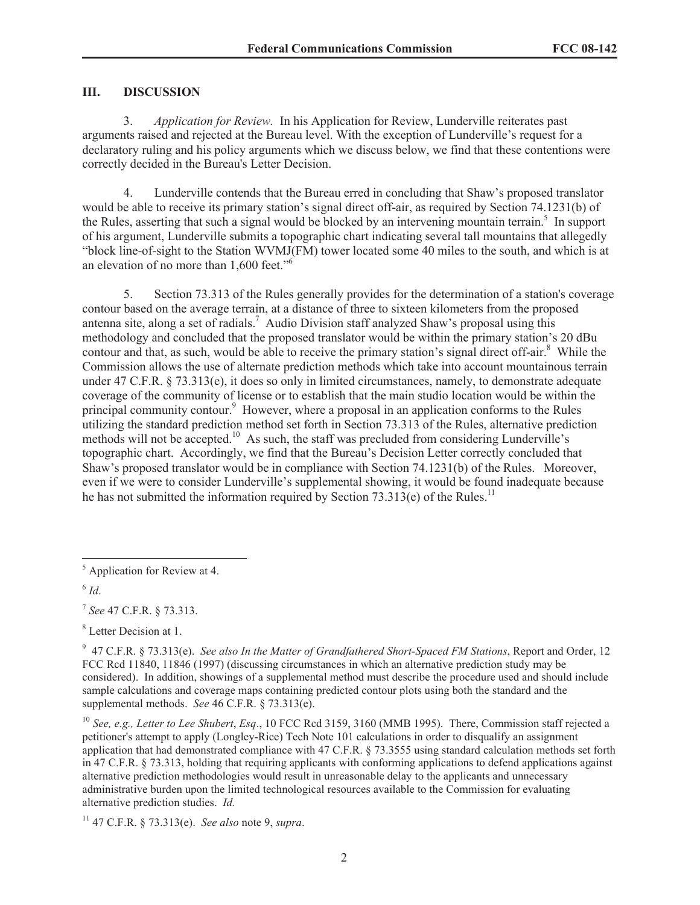## III. DISCUSSION

3. *Application for Review.* In his Application for Review, Lunderville reiterates past arguments raised and rejected at the Bureau level. With the exception of Lunderville's request for a declaratory ruling and his policy arguments which we discuss below, we find that these contentions were correctly decided in the Bureau's Letter Decision.

4. Lunderville contends that the Bureau erred in concluding that Shaw's proposed translator would be able to receive its primary station's signal direct off-air, as required by Section 74.1231(b) of the Rules, asserting that such a signal would be blocked by an intervening mountain terrain.[5] In support of his argument, Lunderville submits a topographic chart indicating several tall mountains that allegedly "block line-of-sight to the Station WVMJ(FM) tower located some 40 miles to the south, and which is at an elevation of no more than 1,600 feet."[6]

5. Section 73.313 of the Rules generally provides for the determination of a station's coverage contour based on the average terrain, at a distance of three to sixteen kilometers from the proposed antenna site, along a set of radials.[7] Audio Division staff analyzed Shaw's proposal using this methodology and concluded that the proposed translator would be within the primary station's 20 dBu contour and that, as such, would be able to receive the primary station's signal direct off-air.[8] While the Commission allows the use of alternate prediction methods which take into account mountainous terrain under 47 C.F.R. § 73.313(e), it does so only in limited circumstances, namely, to demonstrate adequate coverage of the community of license or to establish that the main studio location would be within the principal community contour.[9] However, where a proposal in an application conforms to the Rules utilizing the standard prediction method set forth in Section 73.313 of the Rules, alternative prediction methods will not be accepted.[10] As such, the staff was precluded from considering Lunderville's topographic chart. Accordingly, we find that the Bureau's Decision Letter correctly concluded that Shaw's proposed translator would be in compliance with Section 74.1231(b) of the Rules. Moreover, even if we were to consider Lunderville's supplemental showing, it would be found inadequate because he has not submitted the information required by Section 73.313(e) of the Rules.[11]

---

[5] Application for Review at 4.

[6] *Id*.

[7] *See* 47 C.F.R. § 73.313.

[8] Letter Decision at 1.

[9] 47 C.F.R. § 73.313(e). *See also In the Matter of Grandfathered Short-Spaced FM Stations*, Report and Order, 12 FCC Rcd 11840, 11846 (1997) (discussing circumstances in which an alternative prediction study may be considered). In addition, showings of a supplemental method must describe the procedure used and should include sample calculations and coverage maps containing predicted contour plots using both the standard and the supplemental methods. *See* 46 C.F.R. § 73.313(e).

[10] *See, e.g., Letter to Lee Shubert*, *Esq*., 10 FCC Rcd 3159, 3160 (MMB 1995). There, Commission staff rejected a petitioner's attempt to apply (Longley-Rice) Tech Note 101 calculations in order to disqualify an assignment application that had demonstrated compliance with 47 C.F.R. § 73.3555 using standard calculation methods set forth in 47 C.F.R. § 73.313, holding that requiring applicants with conforming applications to defend applications against alternative prediction methodologies would result in unreasonable delay to the applicants and unnecessary administrative burden upon the limited technological resources available to the Commission for evaluating alternative prediction studies. *Id.*

[11] 47 C.F.R. § 73.313(e). *See also* note 9, *supra*.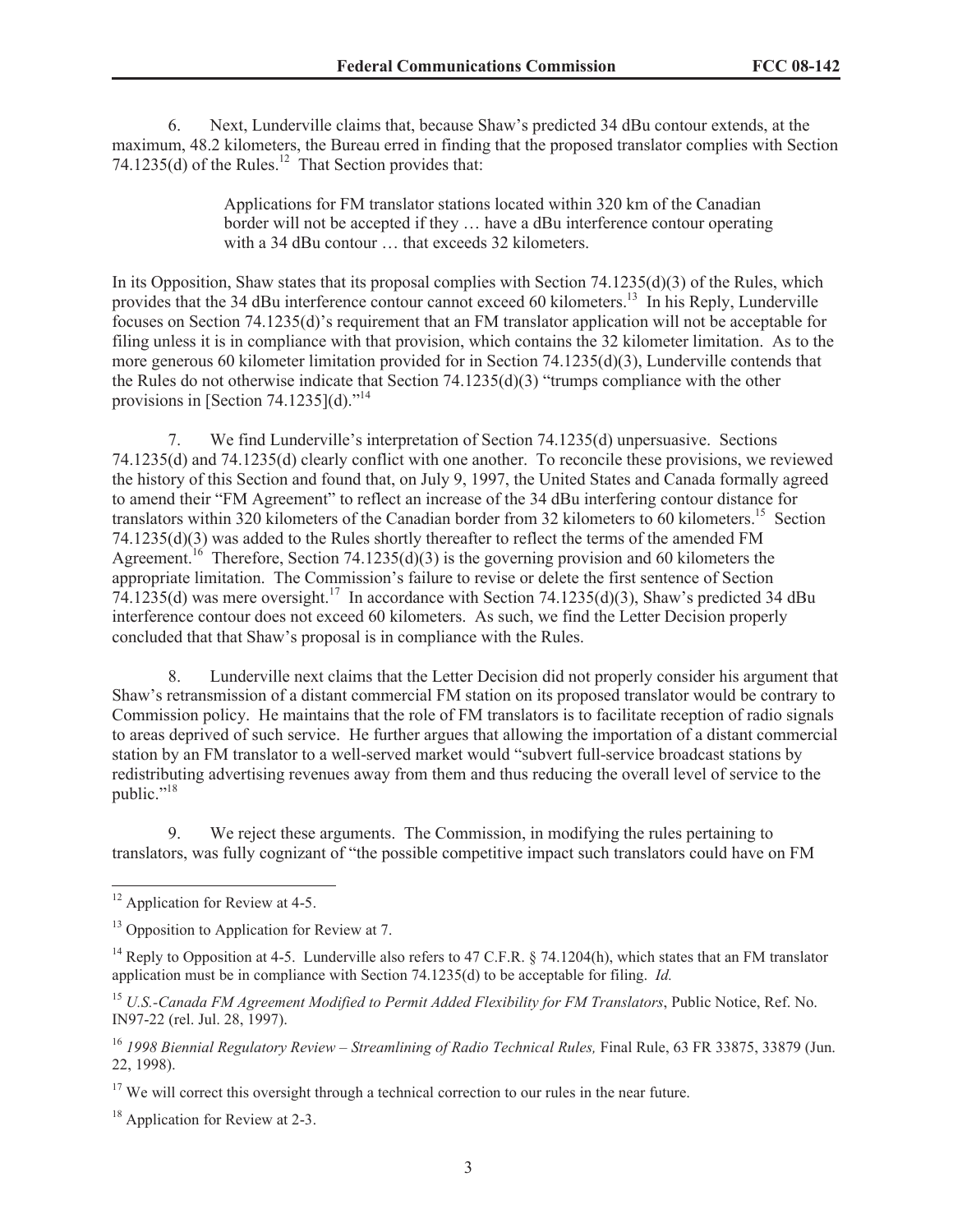6. Next, Lunderville claims that, because Shaw's predicted 34 dBu contour extends, at the maximum, 48.2 kilometers, the Bureau erred in finding that the proposed translator complies with Section 74.1235(d) of the Rules.[12] That Section provides that:

> Applications for FM translator stations located within 320 km of the Canadian border will not be accepted if they … have a dBu interference contour operating with a 34 dBu contour … that exceeds 32 kilometers.

In its Opposition, Shaw states that its proposal complies with Section 74.1235(d)(3) of the Rules, which provides that the 34 dBu interference contour cannot exceed 60 kilometers.[13] In his Reply, Lunderville focuses on Section 74.1235(d)'s requirement that an FM translator application will not be acceptable for filing unless it is in compliance with that provision, which contains the 32 kilometer limitation. As to the more generous 60 kilometer limitation provided for in Section 74.1235(d)(3), Lunderville contends that the Rules do not otherwise indicate that Section 74.1235(d)(3) "trumps compliance with the other provisions in [Section 74.1235](d)."[14]

7. We find Lunderville's interpretation of Section 74.1235(d) unpersuasive. Sections 74.1235(d) and 74.1235(d) clearly conflict with one another. To reconcile these provisions, we reviewed the history of this Section and found that, on July 9, 1997, the United States and Canada formally agreed to amend their "FM Agreement" to reflect an increase of the 34 dBu interfering contour distance for translators within 320 kilometers of the Canadian border from 32 kilometers to 60 kilometers.[15] Section 74.1235(d)(3) was added to the Rules shortly thereafter to reflect the terms of the amended FM Agreement.[16] Therefore, Section 74.1235(d)(3) is the governing provision and 60 kilometers the appropriate limitation. The Commission's failure to revise or delete the first sentence of Section 74.1235(d) was mere oversight.[17] In accordance with Section 74.1235(d)(3), Shaw's predicted 34 dBu interference contour does not exceed 60 kilometers. As such, we find the Letter Decision properly concluded that that Shaw's proposal is in compliance with the Rules.

8. Lunderville next claims that the Letter Decision did not properly consider his argument that Shaw's retransmission of a distant commercial FM station on its proposed translator would be contrary to Commission policy. He maintains that the role of FM translators is to facilitate reception of radio signals to areas deprived of such service. He further argues that allowing the importation of a distant commercial station by an FM translator to a well-served market would "subvert full-service broadcast stations by redistributing advertising revenues away from them and thus reducing the overall level of service to the public."[18]

9. We reject these arguments. The Commission, in modifying the rules pertaining to translators, was fully cognizant of "the possible competitive impact such translators could have on FM

---

[12] Application for Review at 4-5.

[13] Opposition to Application for Review at 7.

[14] Reply to Opposition at 4-5. Lunderville also refers to 47 C.F.R. § 74.1204(h), which states that an FM translator application must be in compliance with Section 74.1235(d) to be acceptable for filing. *Id.*

[15] *U.S.-Canada FM Agreement Modified to Permit Added Flexibility for FM Translators*, Public Notice, Ref. No. IN97-22 (rel. Jul. 28, 1997).

[16] *1998 Biennial Regulatory Review – Streamlining of Radio Technical Rules,* Final Rule, 63 FR 33875, 33879 (Jun. 22, 1998).

[17] We will correct this oversight through a technical correction to our rules in the near future.

[18] Application for Review at 2-3.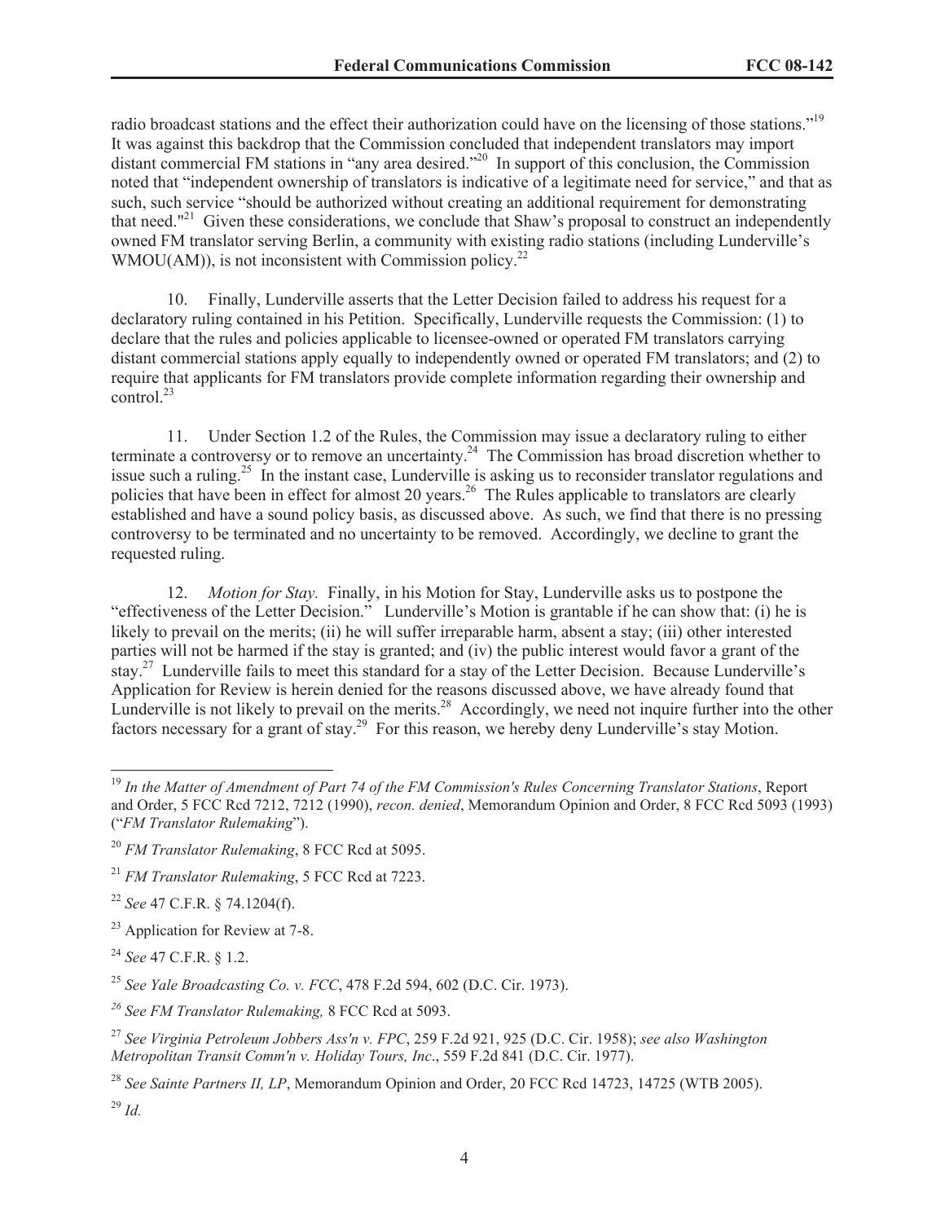radio broadcast stations and the effect their authorization could have on the licensing of those stations."[19] It was against this backdrop that the Commission concluded that independent translators may import distant commercial FM stations in "any area desired."[20] In support of this conclusion, the Commission noted that "independent ownership of translators is indicative of a legitimate need for service," and that as such, such service "should be authorized without creating an additional requirement for demonstrating that need."[21] Given these considerations, we conclude that Shaw's proposal to construct an independently owned FM translator serving Berlin, a community with existing radio stations (including Lunderville's WMOU(AM)), is not inconsistent with Commission policy.[22]

10. Finally, Lunderville asserts that the Letter Decision failed to address his request for a declaratory ruling contained in his Petition. Specifically, Lunderville requests the Commission: (1) to declare that the rules and policies applicable to licensee-owned or operated FM translators carrying distant commercial stations apply equally to independently owned or operated FM translators; and (2) to require that applicants for FM translators provide complete information regarding their ownership and control.[23]

11. Under Section 1.2 of the Rules, the Commission may issue a declaratory ruling to either terminate a controversy or to remove an uncertainty.[24] The Commission has broad discretion whether to issue such a ruling.[25] In the instant case, Lunderville is asking us to reconsider translator regulations and policies that have been in effect for almost 20 years.[26] The Rules applicable to translators are clearly established and have a sound policy basis, as discussed above. As such, we find that there is no pressing controversy to be terminated and no uncertainty to be removed. Accordingly, we decline to grant the requested ruling.

12. *Motion for Stay.* Finally, in his Motion for Stay, Lunderville asks us to postpone the "effectiveness of the Letter Decision." Lunderville's Motion is grantable if he can show that: (i) he is likely to prevail on the merits; (ii) he will suffer irreparable harm, absent a stay; (iii) other interested parties will not be harmed if the stay is granted; and (iv) the public interest would favor a grant of the stay.[27] Lunderville fails to meet this standard for a stay of the Letter Decision. Because Lunderville's Application for Review is herein denied for the reasons discussed above, we have already found that Lunderville is not likely to prevail on the merits.[28] Accordingly, we need not inquire further into the other factors necessary for a grant of stay.[29] For this reason, we hereby deny Lunderville's stay Motion.

---

[19] *In the Matter of Amendment of Part 74 of the FM Commission's Rules Concerning Translator Stations*, Report and Order, 5 FCC Rcd 7212, 7212 (1990), *recon. denied*, Memorandum Opinion and Order, 8 FCC Rcd 5093 (1993) ("*FM Translator Rulemaking*").

[20] *FM Translator Rulemaking*, 8 FCC Rcd at 5095.

[21] *FM Translator Rulemaking*, 5 FCC Rcd at 7223.

[22] *See* 47 C.F.R. § 74.1204(f).

[23] Application for Review at 7-8.

[24] *See* 47 C.F.R. § 1.2.

[25] *See Yale Broadcasting Co. v. FCC*, 478 F.2d 594, 602 (D.C. Cir. 1973).

[26] *See FM Translator Rulemaking,* 8 FCC Rcd at 5093.

[27] *See Virginia Petroleum Jobbers Ass'n v. FPC*, 259 F.2d 921, 925 (D.C. Cir. 1958); *see also Washington Metropolitan Transit Comm'n v. Holiday Tours, Inc*., 559 F.2d 841 (D.C. Cir. 1977).

[28] *See Sainte Partners II, LP*, Memorandum Opinion and Order, 20 FCC Rcd 14723, 14725 (WTB 2005).

[29] *Id.*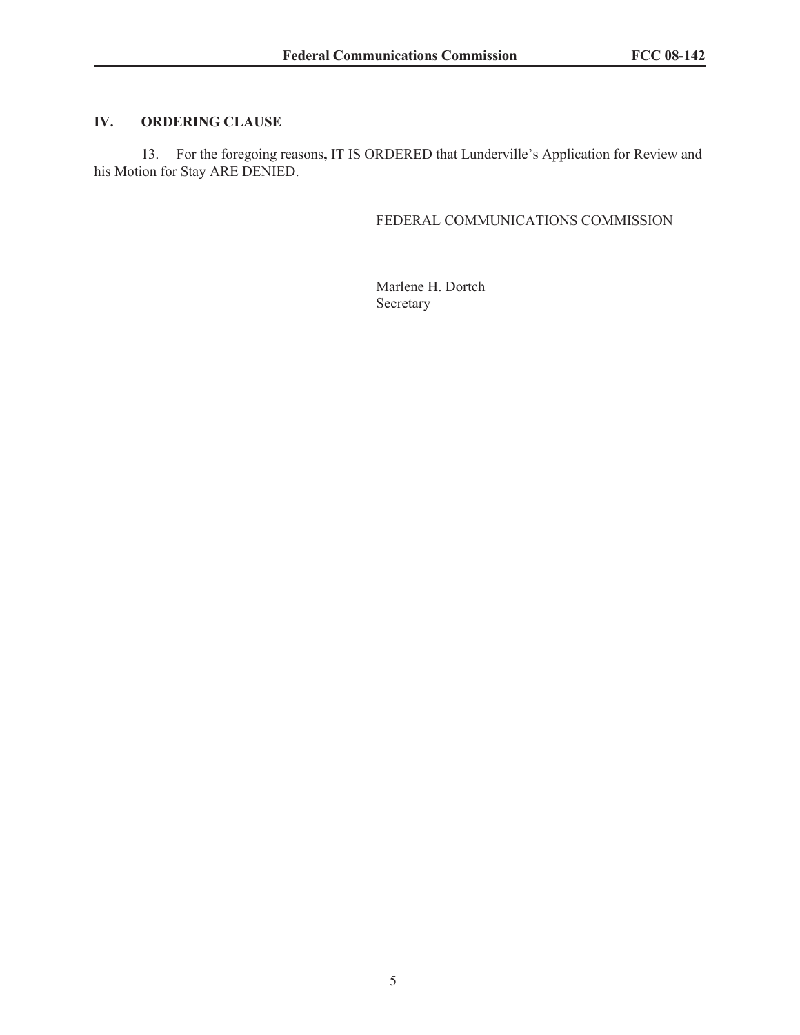## IV. ORDERING CLAUSE

13. For the foregoing reasons, IT IS ORDERED that Lunderville's Application for Review and his Motion for Stay ARE DENIED.

FEDERAL COMMUNICATIONS COMMISSION

Marlene H. Dortch
Secretary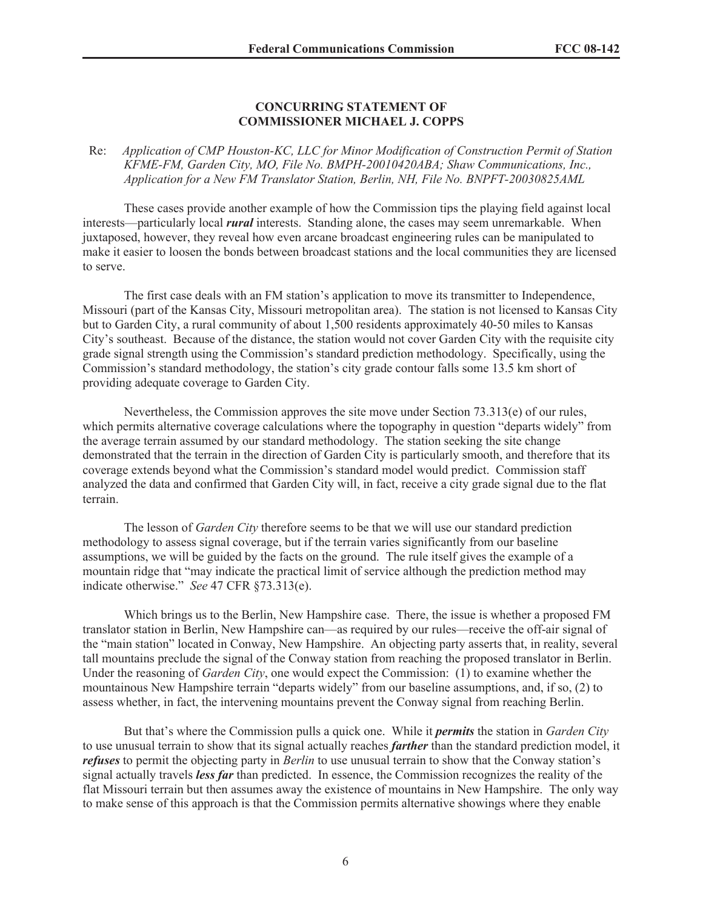**CONCURRING STATEMENT OF COMMISSIONER MICHAEL J. COPPS**

Re: *Application of CMP Houston-KC, LLC for Minor Modification of Construction Permit of Station KFME-FM, Garden City, MO, File No. BMPH-20010420ABA; Shaw Communications, Inc., Application for a New FM Translator Station, Berlin, NH, File No. BNPFT-20030825AML*

These cases provide another example of how the Commission tips the playing field against local interests—particularly local ***rural*** interests. Standing alone, the cases may seem unremarkable. When juxtaposed, however, they reveal how even arcane broadcast engineering rules can be manipulated to make it easier to loosen the bonds between broadcast stations and the local communities they are licensed to serve.

The first case deals with an FM station's application to move its transmitter to Independence, Missouri (part of the Kansas City, Missouri metropolitan area). The station is not licensed to Kansas City but to Garden City, a rural community of about 1,500 residents approximately 40-50 miles to Kansas City's southeast. Because of the distance, the station would not cover Garden City with the requisite city grade signal strength using the Commission's standard prediction methodology. Specifically, using the Commission's standard methodology, the station's city grade contour falls some 13.5 km short of providing adequate coverage to Garden City.

Nevertheless, the Commission approves the site move under Section 73.313(e) of our rules, which permits alternative coverage calculations where the topography in question "departs widely" from the average terrain assumed by our standard methodology. The station seeking the site change demonstrated that the terrain in the direction of Garden City is particularly smooth, and therefore that its coverage extends beyond what the Commission's standard model would predict. Commission staff analyzed the data and confirmed that Garden City will, in fact, receive a city grade signal due to the flat terrain.

The lesson of *Garden City* therefore seems to be that we will use our standard prediction methodology to assess signal coverage, but if the terrain varies significantly from our baseline assumptions, we will be guided by the facts on the ground. The rule itself gives the example of a mountain ridge that "may indicate the practical limit of service although the prediction method may indicate otherwise." *See* 47 CFR §73.313(e).

Which brings us to the Berlin, New Hampshire case. There, the issue is whether a proposed FM translator station in Berlin, New Hampshire can—as required by our rules—receive the off-air signal of the "main station" located in Conway, New Hampshire. An objecting party asserts that, in reality, several tall mountains preclude the signal of the Conway station from reaching the proposed translator in Berlin. Under the reasoning of *Garden City*, one would expect the Commission: (1) to examine whether the mountainous New Hampshire terrain "departs widely" from our baseline assumptions, and, if so, (2) to assess whether, in fact, the intervening mountains prevent the Conway signal from reaching Berlin.

But that's where the Commission pulls a quick one. While it ***permits*** the station in *Garden City* to use unusual terrain to show that its signal actually reaches ***farther*** than the standard prediction model, it ***refuses*** to permit the objecting party in *Berlin* to use unusual terrain to show that the Conway station's signal actually travels ***less far*** than predicted. In essence, the Commission recognizes the reality of the flat Missouri terrain but then assumes away the existence of mountains in New Hampshire. The only way to make sense of this approach is that the Commission permits alternative showings where they enable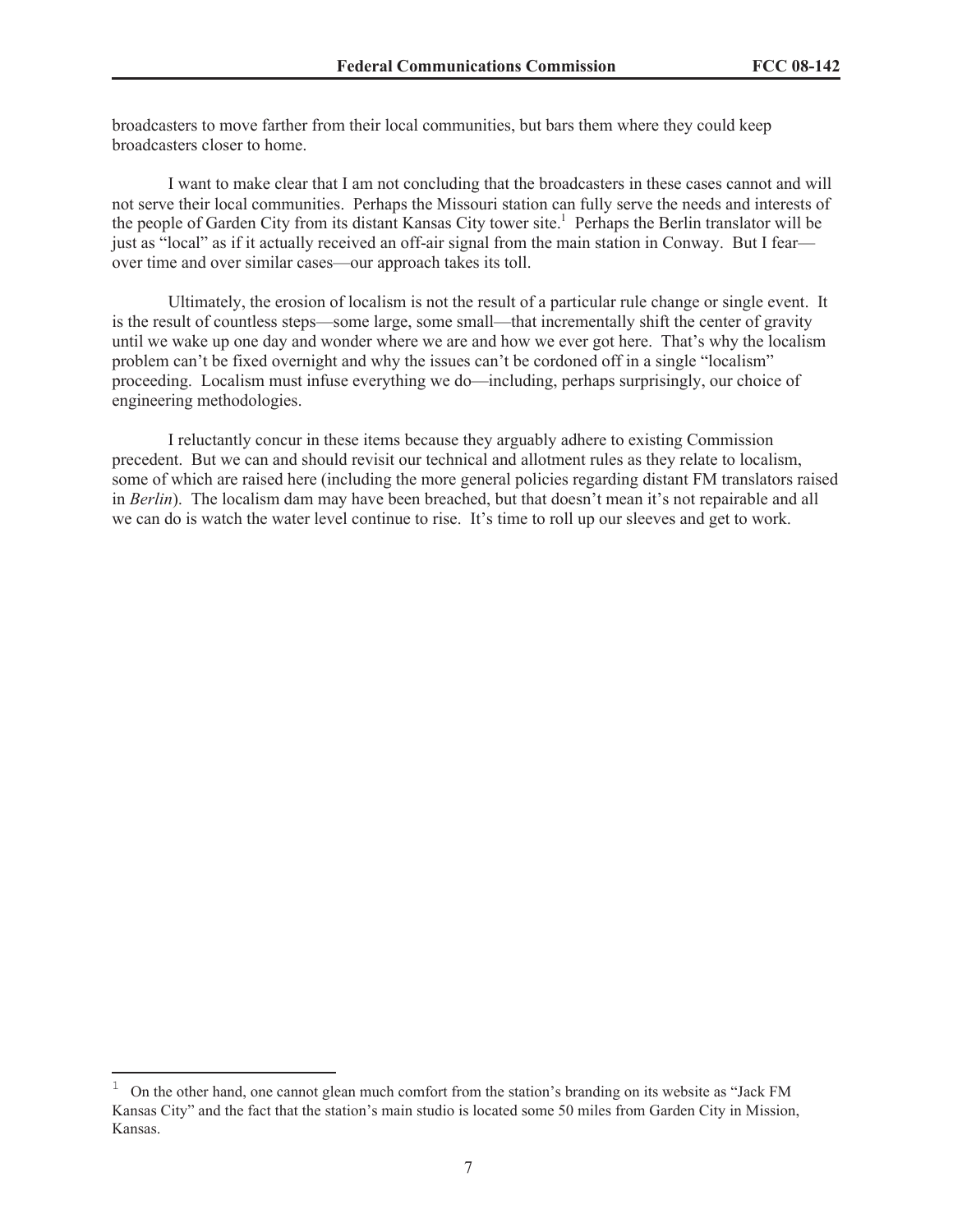broadcasters to move farther from their local communities, but bars them where they could keep broadcasters closer to home.

I want to make clear that I am not concluding that the broadcasters in these cases cannot and will not serve their local communities. Perhaps the Missouri station can fully serve the needs and interests of the people of Garden City from its distant Kansas City tower site.[1] Perhaps the Berlin translator will be just as "local" as if it actually received an off-air signal from the main station in Conway. But I fear—over time and over similar cases—our approach takes its toll.

Ultimately, the erosion of localism is not the result of a particular rule change or single event. It is the result of countless steps—some large, some small—that incrementally shift the center of gravity until we wake up one day and wonder where we are and how we ever got here. That's why the localism problem can't be fixed overnight and why the issues can't be cordoned off in a single "localism" proceeding. Localism must infuse everything we do—including, perhaps surprisingly, our choice of engineering methodologies.

I reluctantly concur in these items because they arguably adhere to existing Commission precedent. But we can and should revisit our technical and allotment rules as they relate to localism, some of which are raised here (including the more general policies regarding distant FM translators raised in *Berlin*). The localism dam may have been breached, but that doesn't mean it's not repairable and all we can do is watch the water level continue to rise. It's time to roll up our sleeves and get to work.

---

[1] On the other hand, one cannot glean much comfort from the station's branding on its website as "Jack FM Kansas City" and the fact that the station's main studio is located some 50 miles from Garden City in Mission, Kansas.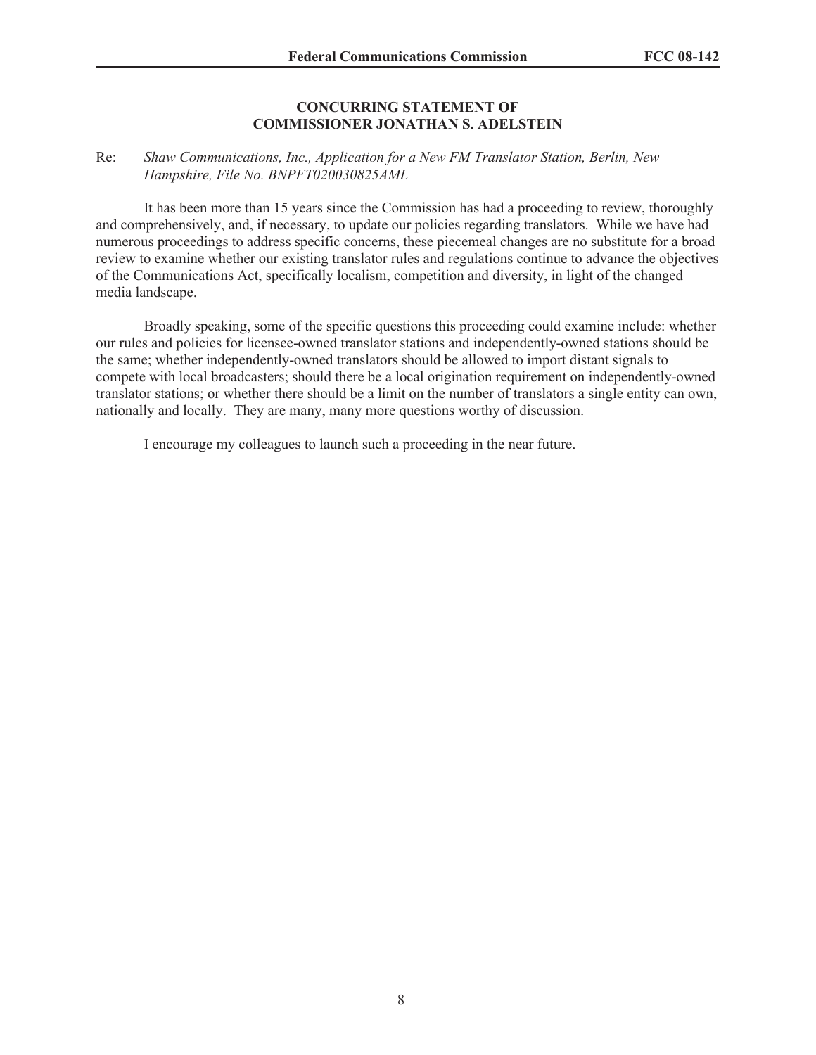**CONCURRING STATEMENT OF**
**COMMISSIONER JONATHAN S. ADELSTEIN**

Re: *Shaw Communications, Inc., Application for a New FM Translator Station, Berlin, New Hampshire, File No. BNPFT020030825AML*

It has been more than 15 years since the Commission has had a proceeding to review, thoroughly and comprehensively, and, if necessary, to update our policies regarding translators. While we have had numerous proceedings to address specific concerns, these piecemeal changes are no substitute for a broad review to examine whether our existing translator rules and regulations continue to advance the objectives of the Communications Act, specifically localism, competition and diversity, in light of the changed media landscape.

Broadly speaking, some of the specific questions this proceeding could examine include: whether our rules and policies for licensee-owned translator stations and independently-owned stations should be the same; whether independently-owned translators should be allowed to import distant signals to compete with local broadcasters; should there be a local origination requirement on independently-owned translator stations; or whether there should be a limit on the number of translators a single entity can own, nationally and locally. They are many, many more questions worthy of discussion.

I encourage my colleagues to launch such a proceeding in the near future.